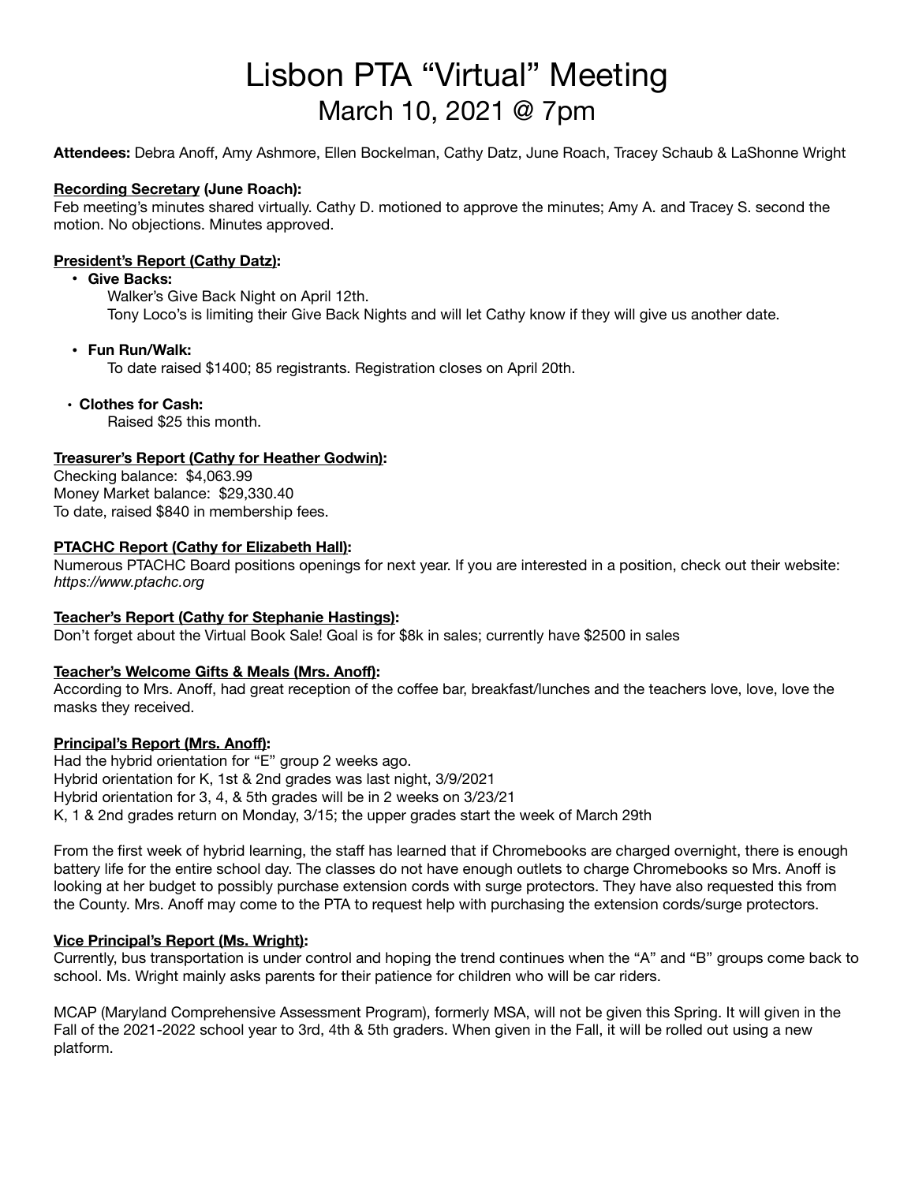# Lisbon PTA "Virtual" Meeting

## March 10, 2021 @ 7pm

**Attendees:** Debra Anoff, Amy Ashmore, Ellen Bockelman, Cathy Datz, June Roach, Tracey Schaub & LaShonne Wright

**Recording Secretary (June Roach):**

Feb meeting's minutes shared virtually. Cathy D. motioned to approve the minutes; Amy A. and Tracey S. second the motion. No objections. Minutes approved.

**President's Report (Cathy Datz):**

- **Give Backs:**
  Walker's Give Back Night on April 12th.
  Tony Loco's is limiting their Give Back Nights and will let Cathy know if they will give us another date.

- **Fun Run/Walk:**
  To date raised $1400; 85 registrants. Registration closes on April 20th.

- **Clothes for Cash:**
  Raised $25 this month.

**Treasurer's Report (Cathy for Heather Godwin):**

Checking balance: $4,063.99
Money Market balance: $29,330.40
To date, raised $840 in membership fees.

**PTACHC Report (Cathy for Elizabeth Hall):**

Numerous PTACHC Board positions openings for next year. If you are interested in a position, check out their website: *https://www.ptachc.org*

**Teacher's Report (Cathy for Stephanie Hastings):**

Don't forget about the Virtual Book Sale! Goal is for $8k in sales; currently have $2500 in sales

**Teacher's Welcome Gifts & Meals (Mrs. Anoff):**

According to Mrs. Anoff, had great reception of the coffee bar, breakfast/lunches and the teachers love, love, love the masks they received.

**Principal's Report (Mrs. Anoff):**

Had the hybrid orientation for "E" group 2 weeks ago.
Hybrid orientation for K, 1st & 2nd grades was last night, 3/9/2021
Hybrid orientation for 3, 4, & 5th grades will be in 2 weeks on 3/23/21
K, 1 & 2nd grades return on Monday, 3/15; the upper grades start the week of March 29th

From the first week of hybrid learning, the staff has learned that if Chromebooks are charged overnight, there is enough battery life for the entire school day. The classes do not have enough outlets to charge Chromebooks so Mrs. Anoff is looking at her budget to possibly purchase extension cords with surge protectors. They have also requested this from the County. Mrs. Anoff may come to the PTA to request help with purchasing the extension cords/surge protectors.

**Vice Principal's Report (Ms. Wright):**

Currently, bus transportation is under control and hoping the trend continues when the "A" and "B" groups come back to school. Ms. Wright mainly asks parents for their patience for children who will be car riders.

MCAP (Maryland Comprehensive Assessment Program), formerly MSA, will not be given this Spring. It will given in the Fall of the 2021-2022 school year to 3rd, 4th & 5th graders. When given in the Fall, it will be rolled out using a new platform.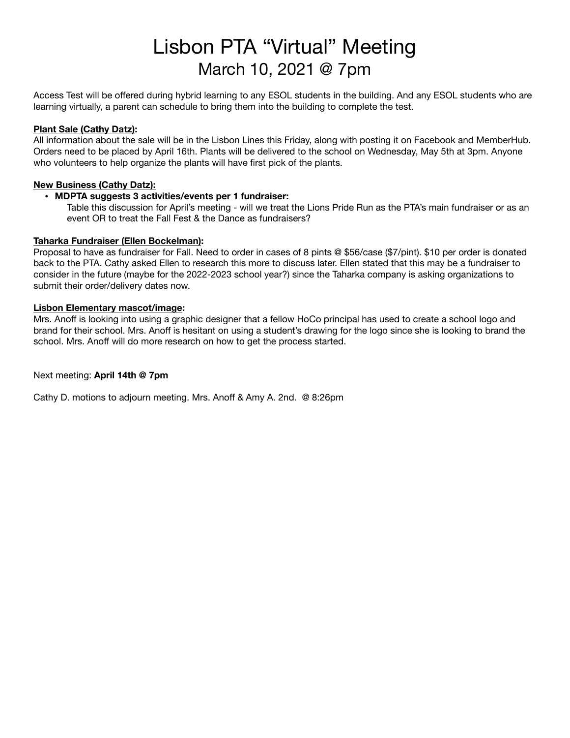# Lisbon PTA "Virtual" Meeting

## March 10, 2021 @ 7pm

Access Test will be offered during hybrid learning to any ESOL students in the building. And any ESOL students who are learning virtually, a parent can schedule to bring them into the building to complete the test.

**Plant Sale (Cathy Datz):**
All information about the sale will be in the Lisbon Lines this Friday, along with posting it on Facebook and MemberHub. Orders need to be placed by April 16th. Plants will be delivered to the school on Wednesday, May 5th at 3pm. Anyone who volunteers to help organize the plants will have first pick of the plants.

**New Business (Cathy Datz):**

- **MDPTA suggests 3 activities/events per 1 fundraiser:**
  Table this discussion for April's meeting - will we treat the Lions Pride Run as the PTA's main fundraiser or as an event OR to treat the Fall Fest & the Dance as fundraisers?

**Taharka Fundraiser (Ellen Bockelman):**
Proposal to have as fundraiser for Fall. Need to order in cases of 8 pints @ $56/case ($7/pint). $10 per order is donated back to the PTA. Cathy asked Ellen to research this more to discuss later. Ellen stated that this may be a fundraiser to consider in the future (maybe for the 2022-2023 school year?) since the Taharka company is asking organizations to submit their order/delivery dates now.

**Lisbon Elementary mascot/image:**
Mrs. Anoff is looking into using a graphic designer that a fellow HoCo principal has used to create a school logo and brand for their school. Mrs. Anoff is hesitant on using a student's drawing for the logo since she is looking to brand the school. Mrs. Anoff will do more research on how to get the process started.

Next meeting: **April 14th @ 7pm**

Cathy D. motions to adjourn meeting. Mrs. Anoff & Amy A. 2nd. @ 8:26pm